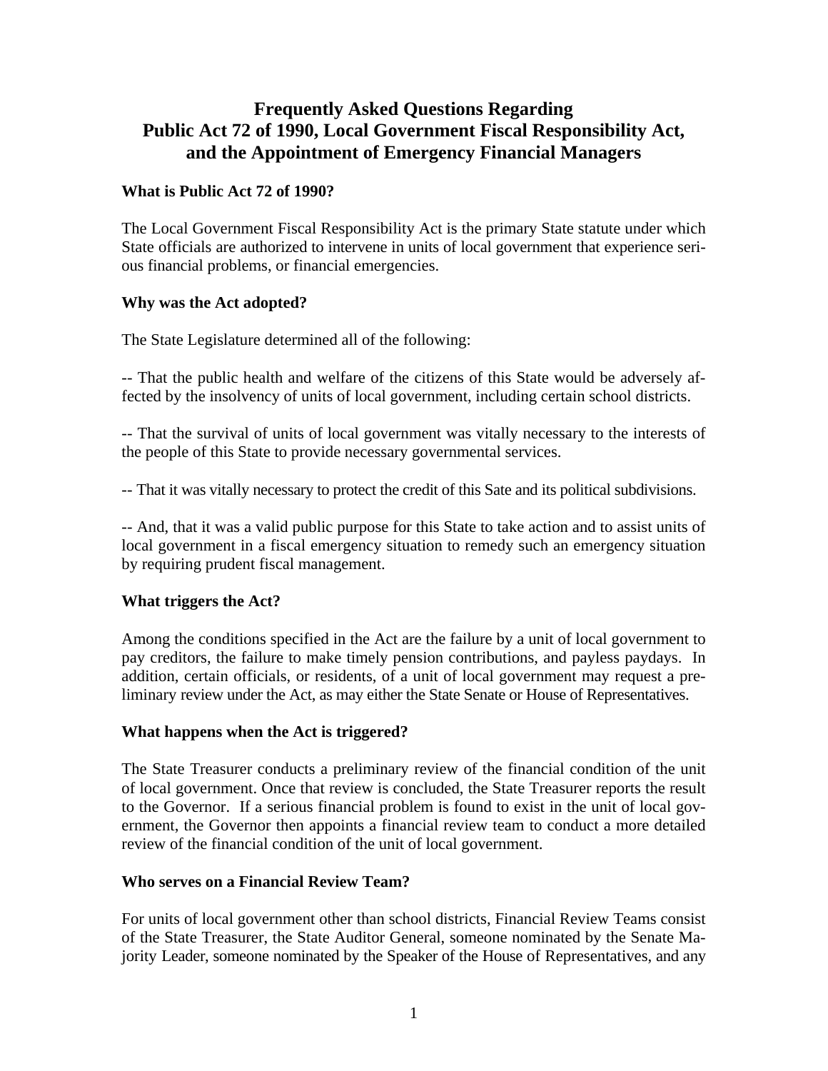# Frequently Asked Questions Regarding Public Act 72 of 1990, Local Government Fiscal Responsibility Act, and the Appointment of Emergency Financial Managers

### What is Public Act 72 of 1990?

The Local Government Fiscal Responsibility Act is the primary State statute under which State officials are authorized to intervene in units of local government that experience serious financial problems, or financial emergencies.

### Why was the Act adopted?

The State Legislature determined all of the following:

-- That the public health and welfare of the citizens of this State would be adversely affected by the insolvency of units of local government, including certain school districts.

-- That the survival of units of local government was vitally necessary to the interests of the people of this State to provide necessary governmental services.

-- That it was vitally necessary to protect the credit of this Sate and its political subdivisions.

-- And, that it was a valid public purpose for this State to take action and to assist units of local government in a fiscal emergency situation to remedy such an emergency situation by requiring prudent fiscal management.

### What triggers the Act?

Among the conditions specified in the Act are the failure by a unit of local government to pay creditors, the failure to make timely pension contributions, and payless paydays. In addition, certain officials, or residents, of a unit of local government may request a preliminary review under the Act, as may either the State Senate or House of Representatives.

### What happens when the Act is triggered?

The State Treasurer conducts a preliminary review of the financial condition of the unit of local government. Once that review is concluded, the State Treasurer reports the result to the Governor. If a serious financial problem is found to exist in the unit of local government, the Governor then appoints a financial review team to conduct a more detailed review of the financial condition of the unit of local government.

### Who serves on a Financial Review Team?

For units of local government other than school districts, Financial Review Teams consist of the State Treasurer, the State Auditor General, someone nominated by the Senate Majority Leader, someone nominated by the Speaker of the House of Representatives, and any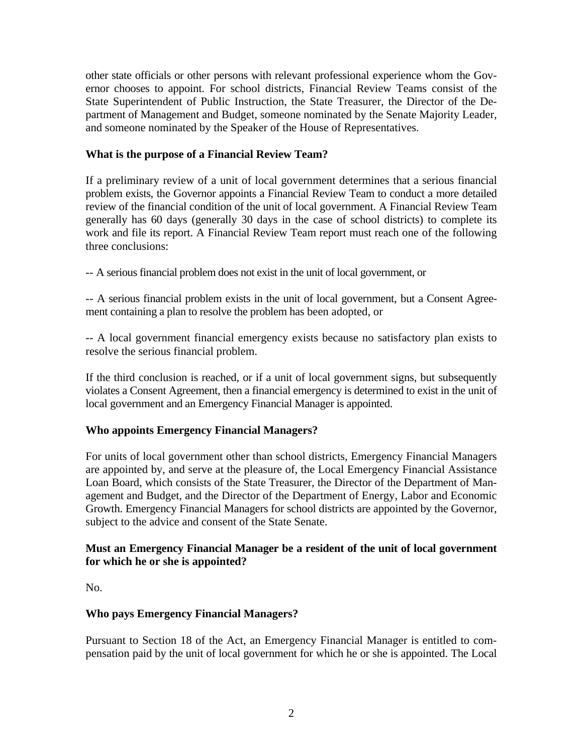other state officials or other persons with relevant professional experience whom the Governor chooses to appoint. For school districts, Financial Review Teams consist of the State Superintendent of Public Instruction, the State Treasurer, the Director of the Department of Management and Budget, someone nominated by the Senate Majority Leader, and someone nominated by the Speaker of the House of Representatives.

**What is the purpose of a Financial Review Team?**

If a preliminary review of a unit of local government determines that a serious financial problem exists, the Governor appoints a Financial Review Team to conduct a more detailed review of the financial condition of the unit of local government. A Financial Review Team generally has 60 days (generally 30 days in the case of school districts) to complete its work and file its report. A Financial Review Team report must reach one of the following three conclusions:

-- A serious financial problem does not exist in the unit of local government, or

-- A serious financial problem exists in the unit of local government, but a Consent Agreement containing a plan to resolve the problem has been adopted, or

-- A local government financial emergency exists because no satisfactory plan exists to resolve the serious financial problem.

If the third conclusion is reached, or if a unit of local government signs, but subsequently violates a Consent Agreement, then a financial emergency is determined to exist in the unit of local government and an Emergency Financial Manager is appointed.

**Who appoints Emergency Financial Managers?**

For units of local government other than school districts, Emergency Financial Managers are appointed by, and serve at the pleasure of, the Local Emergency Financial Assistance Loan Board, which consists of the State Treasurer, the Director of the Department of Management and Budget, and the Director of the Department of Energy, Labor and Economic Growth. Emergency Financial Managers for school districts are appointed by the Governor, subject to the advice and consent of the State Senate.

**Must an Emergency Financial Manager be a resident of the unit of local government for which he or she is appointed?**

No.

**Who pays Emergency Financial Managers?**

Pursuant to Section 18 of the Act, an Emergency Financial Manager is entitled to compensation paid by the unit of local government for which he or she is appointed. The Local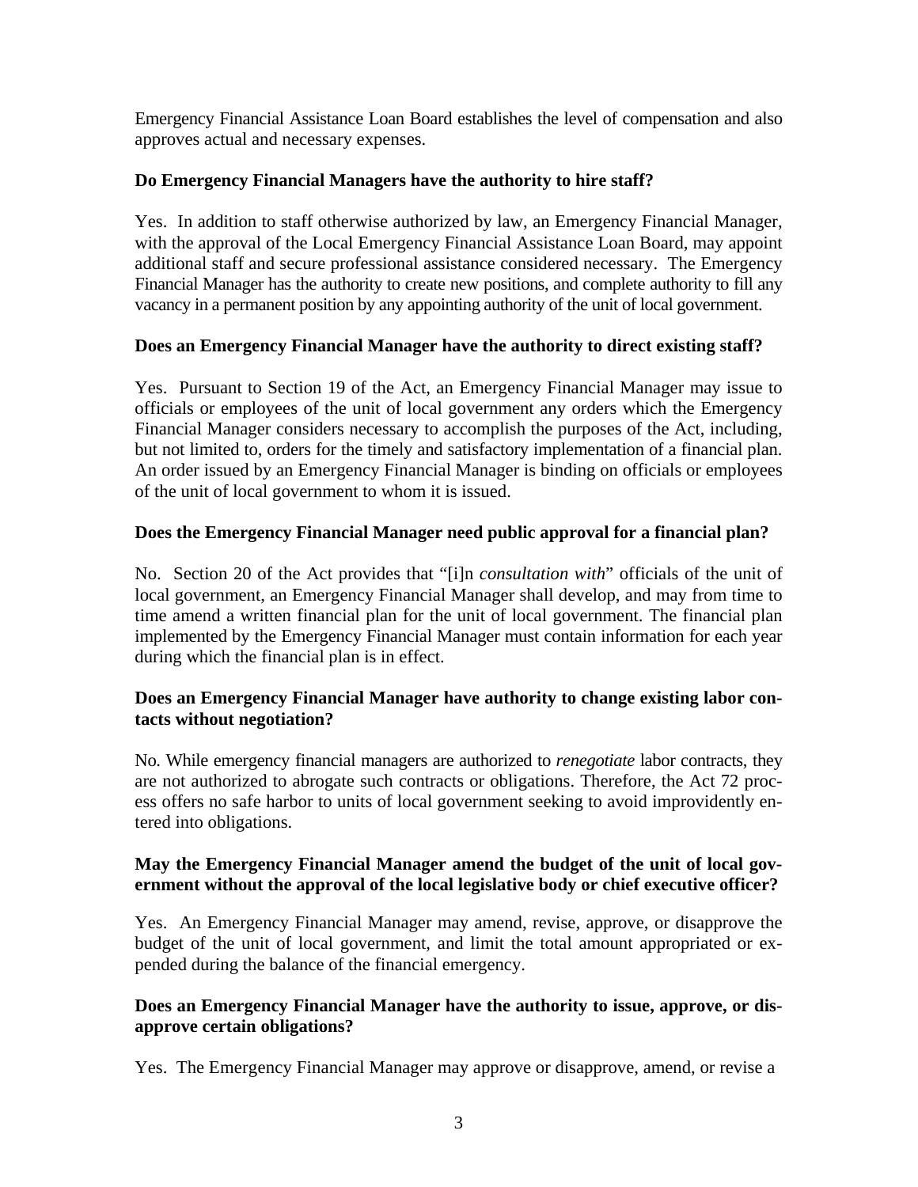Emergency Financial Assistance Loan Board establishes the level of compensation and also approves actual and necessary expenses.

**Do Emergency Financial Managers have the authority to hire staff?**

Yes. In addition to staff otherwise authorized by law, an Emergency Financial Manager, with the approval of the Local Emergency Financial Assistance Loan Board, may appoint additional staff and secure professional assistance considered necessary. The Emergency Financial Manager has the authority to create new positions, and complete authority to fill any vacancy in a permanent position by any appointing authority of the unit of local government.

**Does an Emergency Financial Manager have the authority to direct existing staff?**

Yes. Pursuant to Section 19 of the Act, an Emergency Financial Manager may issue to officials or employees of the unit of local government any orders which the Emergency Financial Manager considers necessary to accomplish the purposes of the Act, including, but not limited to, orders for the timely and satisfactory implementation of a financial plan. An order issued by an Emergency Financial Manager is binding on officials or employees of the unit of local government to whom it is issued.

**Does the Emergency Financial Manager need public approval for a financial plan?**

No. Section 20 of the Act provides that "[i]n *consultation with*" officials of the unit of local government, an Emergency Financial Manager shall develop, and may from time to time amend a written financial plan for the unit of local government. The financial plan implemented by the Emergency Financial Manager must contain information for each year during which the financial plan is in effect.

**Does an Emergency Financial Manager have authority to change existing labor contacts without negotiation?**

No. While emergency financial managers are authorized to *renegotiate* labor contracts, they are not authorized to abrogate such contracts or obligations. Therefore, the Act 72 process offers no safe harbor to units of local government seeking to avoid improvidently entered into obligations.

**May the Emergency Financial Manager amend the budget of the unit of local government without the approval of the local legislative body or chief executive officer?**

Yes. An Emergency Financial Manager may amend, revise, approve, or disapprove the budget of the unit of local government, and limit the total amount appropriated or expended during the balance of the financial emergency.

**Does an Emergency Financial Manager have the authority to issue, approve, or disapprove certain obligations?**

Yes. The Emergency Financial Manager may approve or disapprove, amend, or revise a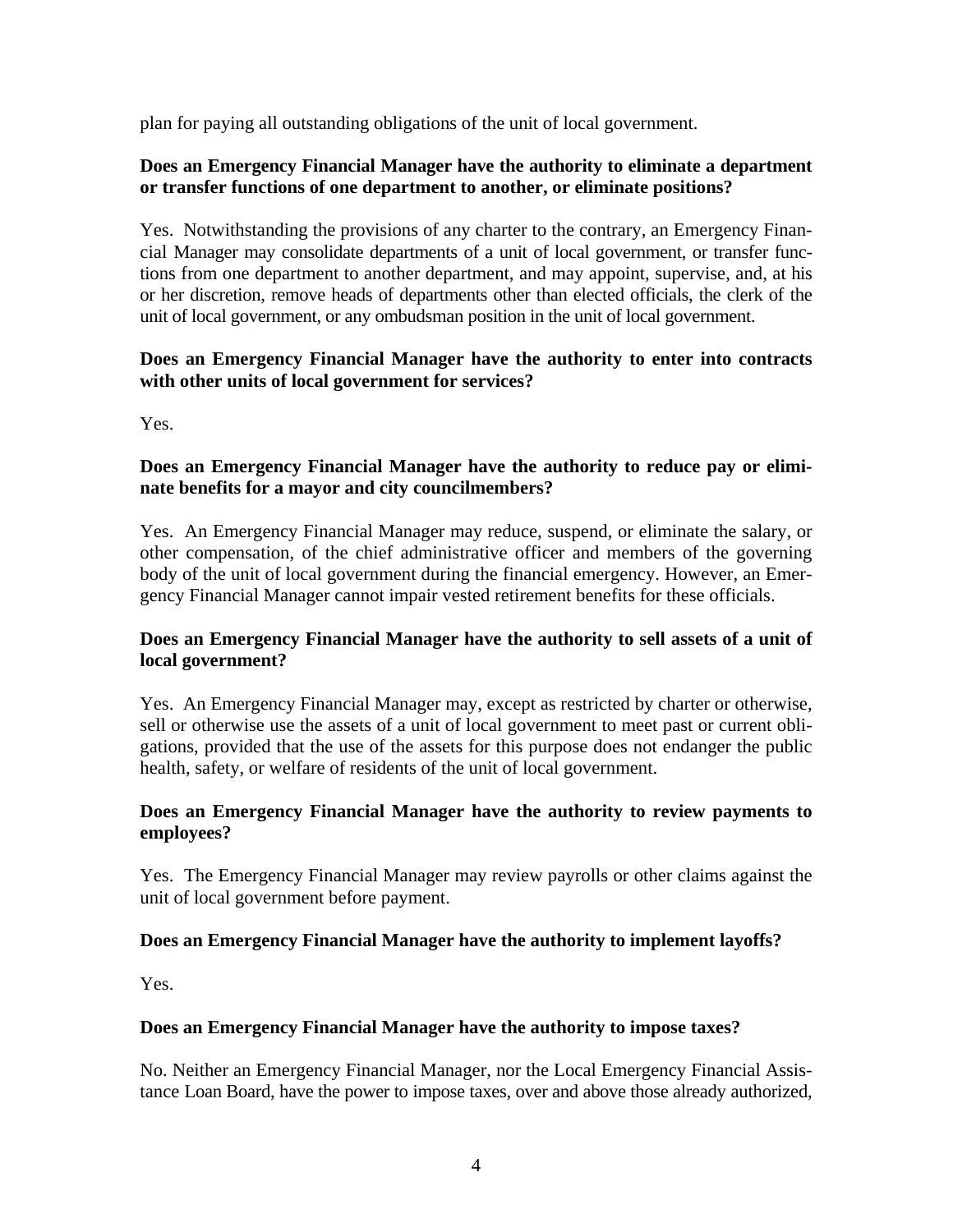plan for paying all outstanding obligations of the unit of local government.

**Does an Emergency Financial Manager have the authority to eliminate a department or transfer functions of one department to another, or eliminate positions?**

Yes. Notwithstanding the provisions of any charter to the contrary, an Emergency Financial Manager may consolidate departments of a unit of local government, or transfer functions from one department to another department, and may appoint, supervise, and, at his or her discretion, remove heads of departments other than elected officials, the clerk of the unit of local government, or any ombudsman position in the unit of local government.

**Does an Emergency Financial Manager have the authority to enter into contracts with other units of local government for services?**

Yes.

**Does an Emergency Financial Manager have the authority to reduce pay or eliminate benefits for a mayor and city councilmembers?**

Yes. An Emergency Financial Manager may reduce, suspend, or eliminate the salary, or other compensation, of the chief administrative officer and members of the governing body of the unit of local government during the financial emergency. However, an Emergency Financial Manager cannot impair vested retirement benefits for these officials.

**Does an Emergency Financial Manager have the authority to sell assets of a unit of local government?**

Yes. An Emergency Financial Manager may, except as restricted by charter or otherwise, sell or otherwise use the assets of a unit of local government to meet past or current obligations, provided that the use of the assets for this purpose does not endanger the public health, safety, or welfare of residents of the unit of local government.

**Does an Emergency Financial Manager have the authority to review payments to employees?**

Yes. The Emergency Financial Manager may review payrolls or other claims against the unit of local government before payment.

**Does an Emergency Financial Manager have the authority to implement layoffs?**

Yes.

**Does an Emergency Financial Manager have the authority to impose taxes?**

No. Neither an Emergency Financial Manager, nor the Local Emergency Financial Assistance Loan Board, have the power to impose taxes, over and above those already authorized,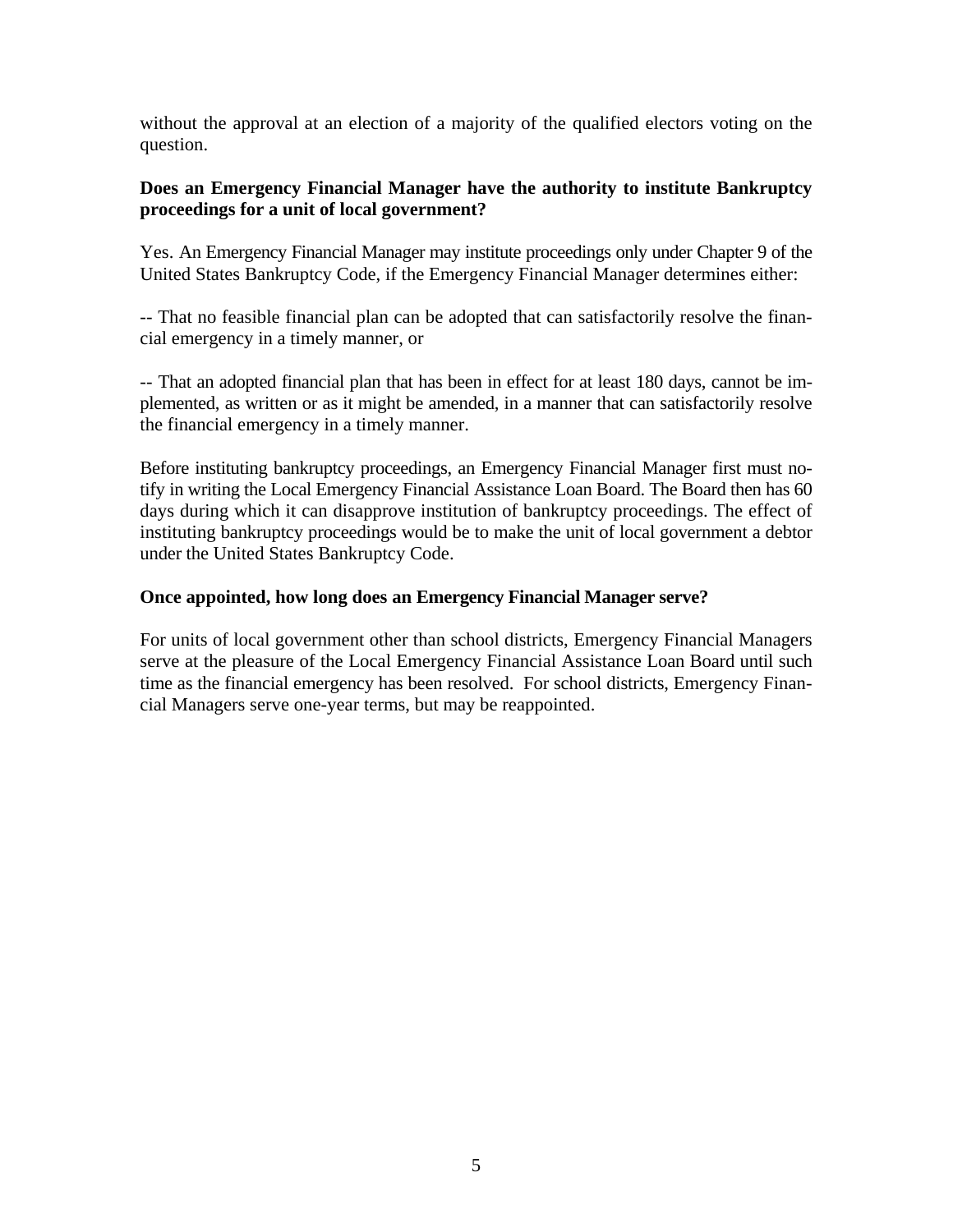without the approval at an election of a majority of the qualified electors voting on the question.

**Does an Emergency Financial Manager have the authority to institute Bankruptcy proceedings for a unit of local government?**

Yes. An Emergency Financial Manager may institute proceedings only under Chapter 9 of the United States Bankruptcy Code, if the Emergency Financial Manager determines either:

-- That no feasible financial plan can be adopted that can satisfactorily resolve the financial emergency in a timely manner, or

-- That an adopted financial plan that has been in effect for at least 180 days, cannot be implemented, as written or as it might be amended, in a manner that can satisfactorily resolve the financial emergency in a timely manner.

Before instituting bankruptcy proceedings, an Emergency Financial Manager first must notify in writing the Local Emergency Financial Assistance Loan Board. The Board then has 60 days during which it can disapprove institution of bankruptcy proceedings. The effect of instituting bankruptcy proceedings would be to make the unit of local government a debtor under the United States Bankruptcy Code.

**Once appointed, how long does an Emergency Financial Manager serve?**

For units of local government other than school districts, Emergency Financial Managers serve at the pleasure of the Local Emergency Financial Assistance Loan Board until such time as the financial emergency has been resolved. For school districts, Emergency Financial Managers serve one-year terms, but may be reappointed.